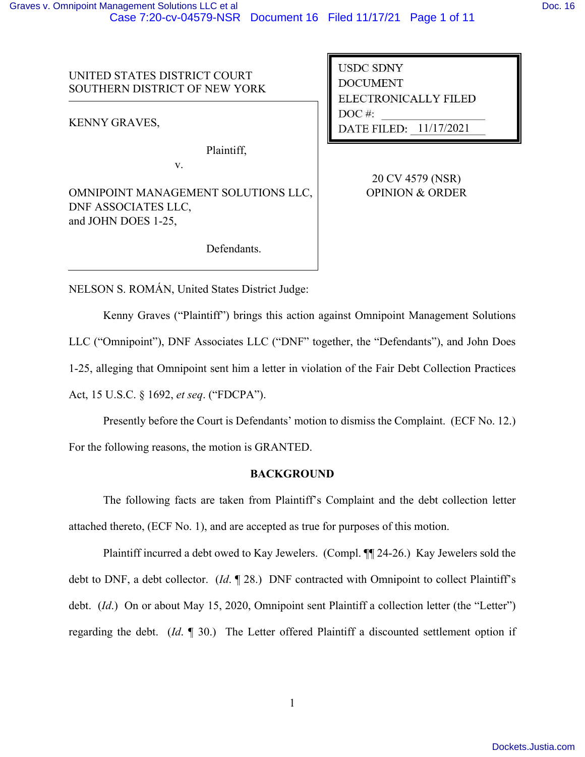UNITED STATES DISTRICT COURT
SOUTHERN DISTRICT OF NEW YORK

| | |
|---|---|
| KENNY GRAVES, Plaintiff, v. OMNIPOINT MANAGEMENT SOLUTIONS LLC, DNF ASSOCIATES LLC, and JOHN DOES 1-25, Defendants. | USDC SDNY DOCUMENT ELECTRONICALLY FILED DOC #: DATE FILED: 11/17/2021 |

20 CV 4579 (NSR)
OPINION & ORDER

NELSON S. ROMÁN, United States District Judge:

Kenny Graves ("Plaintiff") brings this action against Omnipoint Management Solutions LLC ("Omnipoint"), DNF Associates LLC ("DNF" together, the "Defendants"), and John Does 1-25, alleging that Omnipoint sent him a letter in violation of the Fair Debt Collection Practices Act, 15 U.S.C. § 1692, *et seq*. ("FDCPA").

Presently before the Court is Defendants' motion to dismiss the Complaint. (ECF No. 12.) For the following reasons, the motion is GRANTED.

## BACKGROUND

The following facts are taken from Plaintiff's Complaint and the debt collection letter attached thereto, (ECF No. 1), and are accepted as true for purposes of this motion.

Plaintiff incurred a debt owed to Kay Jewelers. (Compl. ¶¶ 24-26.) Kay Jewelers sold the debt to DNF, a debt collector. (*Id.* ¶ 28.) DNF contracted with Omnipoint to collect Plaintiff's debt. (*Id.*) On or about May 15, 2020, Omnipoint sent Plaintiff a collection letter (the "Letter") regarding the debt. (*Id.* ¶ 30.) The Letter offered Plaintiff a discounted settlement option if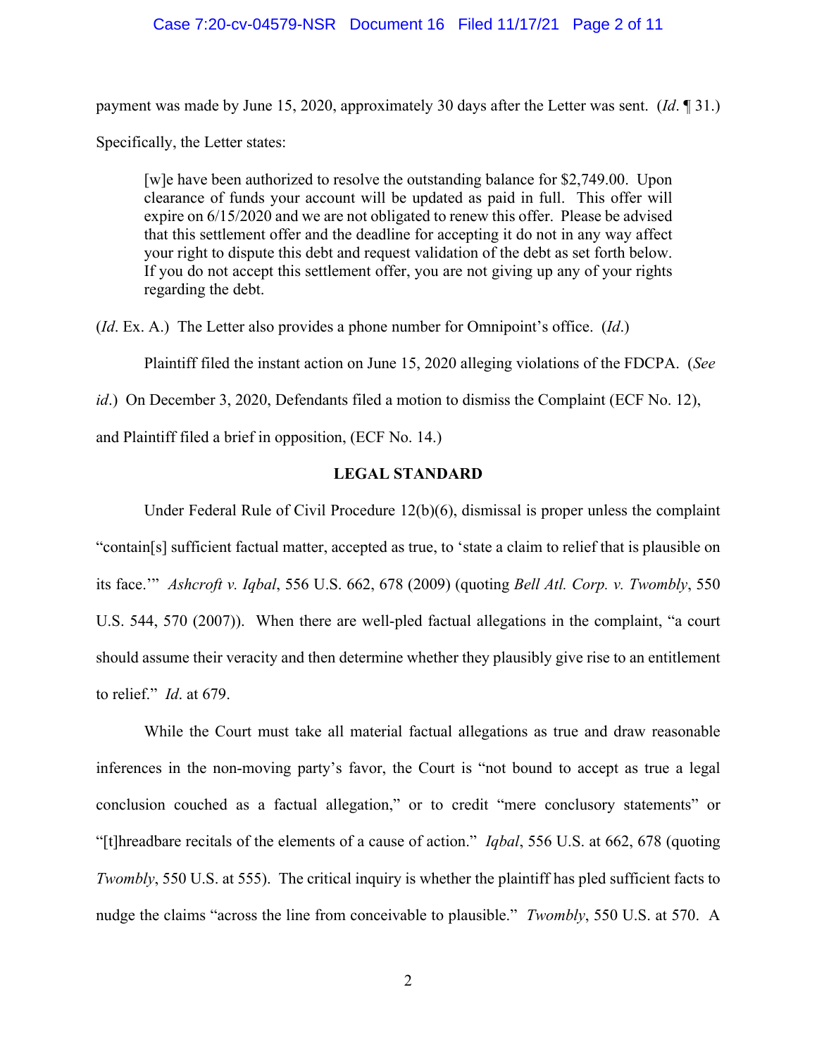payment was made by June 15, 2020, approximately 30 days after the Letter was sent. (*Id*. ¶ 31.) Specifically, the Letter states:

> [w]e have been authorized to resolve the outstanding balance for $2,749.00. Upon clearance of funds your account will be updated as paid in full. This offer will expire on 6/15/2020 and we are not obligated to renew this offer. Please be advised that this settlement offer and the deadline for accepting it do not in any way affect your right to dispute this debt and request validation of the debt as set forth below. If you do not accept this settlement offer, you are not giving up any of your rights regarding the debt.

(*Id*. Ex. A.) The Letter also provides a phone number for Omnipoint's office. (*Id*.)

Plaintiff filed the instant action on June 15, 2020 alleging violations of the FDCPA. (*See id*.) On December 3, 2020, Defendants filed a motion to dismiss the Complaint (ECF No. 12), and Plaintiff filed a brief in opposition, (ECF No. 14.)

## LEGAL STANDARD

Under Federal Rule of Civil Procedure 12(b)(6), dismissal is proper unless the complaint "contain[s] sufficient factual matter, accepted as true, to 'state a claim to relief that is plausible on its face.'" *Ashcroft v. Iqbal*, 556 U.S. 662, 678 (2009) (quoting *Bell Atl. Corp. v. Twombly*, 550 U.S. 544, 570 (2007)). When there are well-pled factual allegations in the complaint, "a court should assume their veracity and then determine whether they plausibly give rise to an entitlement to relief." *Id*. at 679.

While the Court must take all material factual allegations as true and draw reasonable inferences in the non-moving party's favor, the Court is "not bound to accept as true a legal conclusion couched as a factual allegation," or to credit "mere conclusory statements" or "[t]hreadbare recitals of the elements of a cause of action." *Iqbal*, 556 U.S. at 662, 678 (quoting *Twombly*, 550 U.S. at 555). The critical inquiry is whether the plaintiff has pled sufficient facts to nudge the claims "across the line from conceivable to plausible." *Twombly*, 550 U.S. at 570. A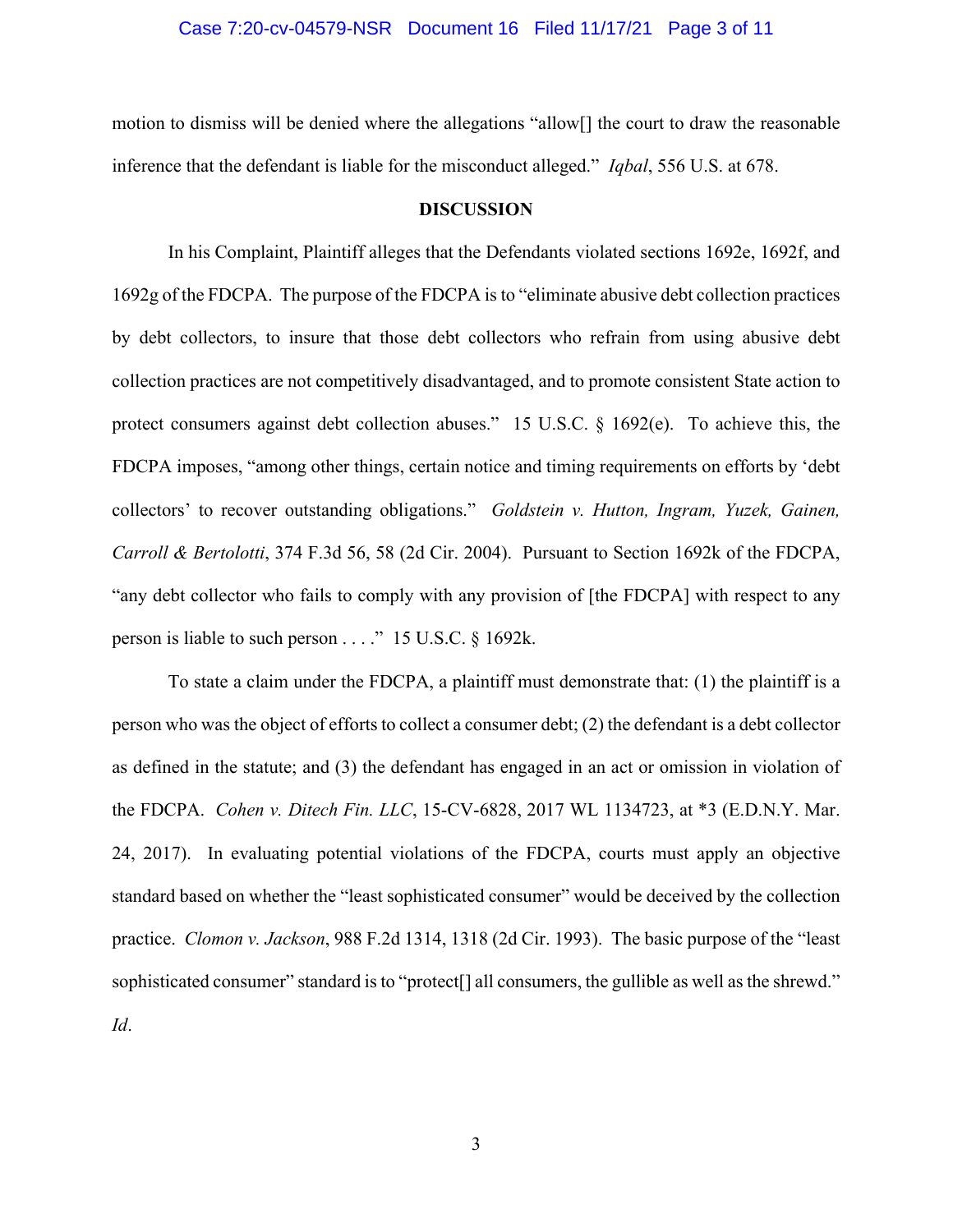motion to dismiss will be denied where the allegations "allow[] the court to draw the reasonable inference that the defendant is liable for the misconduct alleged." *Iqbal*, 556 U.S. at 678.

**DISCUSSION**

In his Complaint, Plaintiff alleges that the Defendants violated sections 1692e, 1692f, and 1692g of the FDCPA. The purpose of the FDCPA is to "eliminate abusive debt collection practices by debt collectors, to insure that those debt collectors who refrain from using abusive debt collection practices are not competitively disadvantaged, and to promote consistent State action to protect consumers against debt collection abuses." 15 U.S.C. § 1692(e). To achieve this, the FDCPA imposes, "among other things, certain notice and timing requirements on efforts by 'debt collectors' to recover outstanding obligations." *Goldstein v. Hutton, Ingram, Yuzek, Gainen, Carroll & Bertolotti*, 374 F.3d 56, 58 (2d Cir. 2004). Pursuant to Section 1692k of the FDCPA, "any debt collector who fails to comply with any provision of [the FDCPA] with respect to any person is liable to such person . . . ." 15 U.S.C. § 1692k.

To state a claim under the FDCPA, a plaintiff must demonstrate that: (1) the plaintiff is a person who was the object of efforts to collect a consumer debt; (2) the defendant is a debt collector as defined in the statute; and (3) the defendant has engaged in an act or omission in violation of the FDCPA. *Cohen v. Ditech Fin. LLC*, 15-CV-6828, 2017 WL 1134723, at *3 (E.D.N.Y. Mar. 24, 2017). In evaluating potential violations of the FDCPA, courts must apply an objective standard based on whether the "least sophisticated consumer" would be deceived by the collection practice. *Clomon v. Jackson*, 988 F.2d 1314, 1318 (2d Cir. 1993). The basic purpose of the "least sophisticated consumer" standard is to "protect[] all consumers, the gullible as well as the shrewd." *Id*.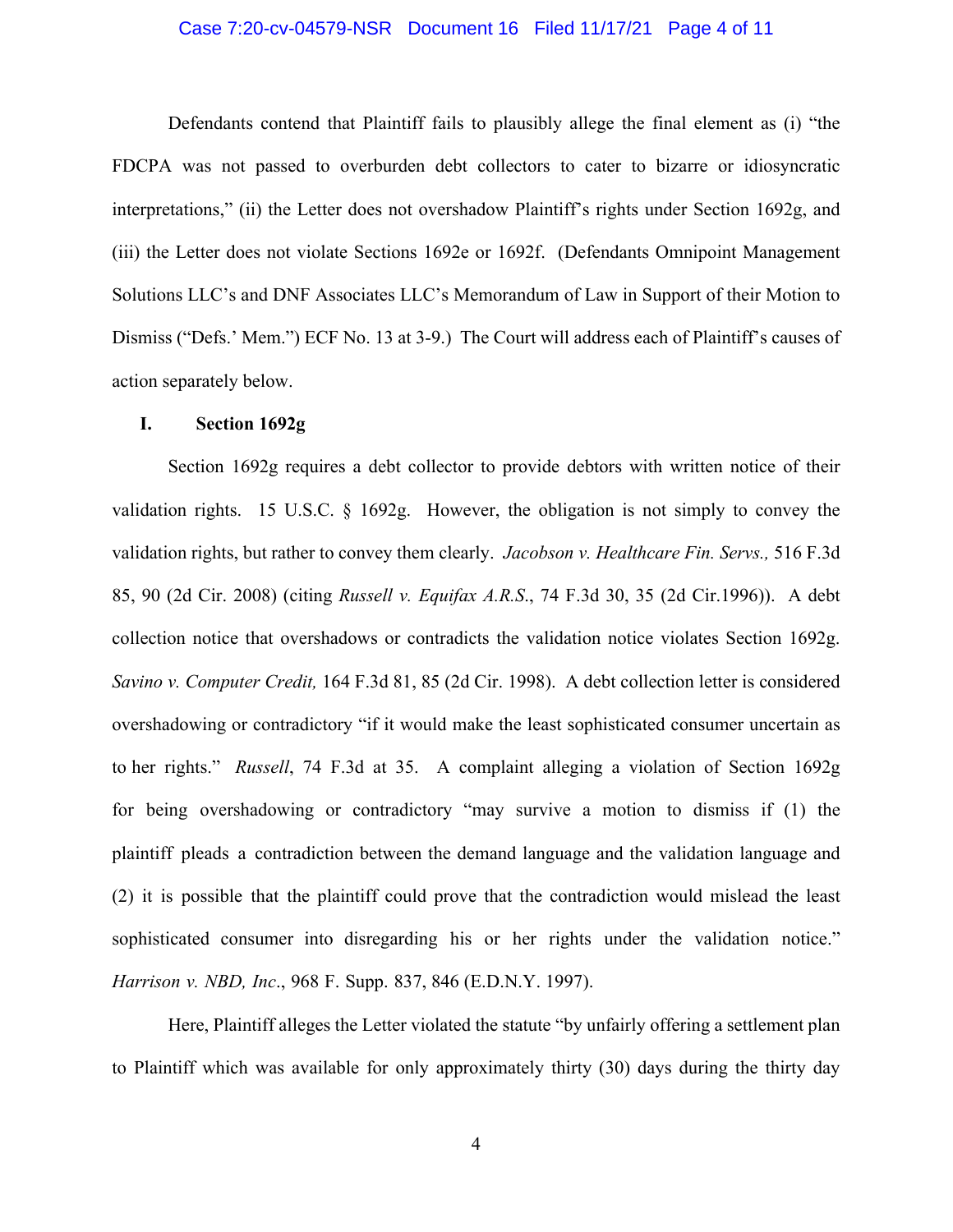Defendants contend that Plaintiff fails to plausibly allege the final element as (i) "the FDCPA was not passed to overburden debt collectors to cater to bizarre or idiosyncratic interpretations," (ii) the Letter does not overshadow Plaintiff's rights under Section 1692g, and (iii) the Letter does not violate Sections 1692e or 1692f. (Defendants Omnipoint Management Solutions LLC's and DNF Associates LLC's Memorandum of Law in Support of their Motion to Dismiss ("Defs.' Mem.") ECF No. 13 at 3-9.) The Court will address each of Plaintiff's causes of action separately below.

## I. Section 1692g

Section 1692g requires a debt collector to provide debtors with written notice of their validation rights. 15 U.S.C. § 1692g. However, the obligation is not simply to convey the validation rights, but rather to convey them clearly. *Jacobson v. Healthcare Fin. Servs.,* 516 F.3d 85, 90 (2d Cir. 2008) (citing *Russell v. Equifax A.R.S.*, 74 F.3d 30, 35 (2d Cir.1996)). A debt collection notice that overshadows or contradicts the validation notice violates Section 1692g. *Savino v. Computer Credit,* 164 F.3d 81, 85 (2d Cir. 1998). A debt collection letter is considered overshadowing or contradictory "if it would make the least sophisticated consumer uncertain as to her rights." *Russell*, 74 F.3d at 35. A complaint alleging a violation of Section 1692g for being overshadowing or contradictory "may survive a motion to dismiss if (1) the plaintiff pleads a contradiction between the demand language and the validation language and (2) it is possible that the plaintiff could prove that the contradiction would mislead the least sophisticated consumer into disregarding his or her rights under the validation notice." *Harrison v. NBD, Inc*., 968 F. Supp. 837, 846 (E.D.N.Y. 1997).

Here, Plaintiff alleges the Letter violated the statute "by unfairly offering a settlement plan to Plaintiff which was available for only approximately thirty (30) days during the thirty day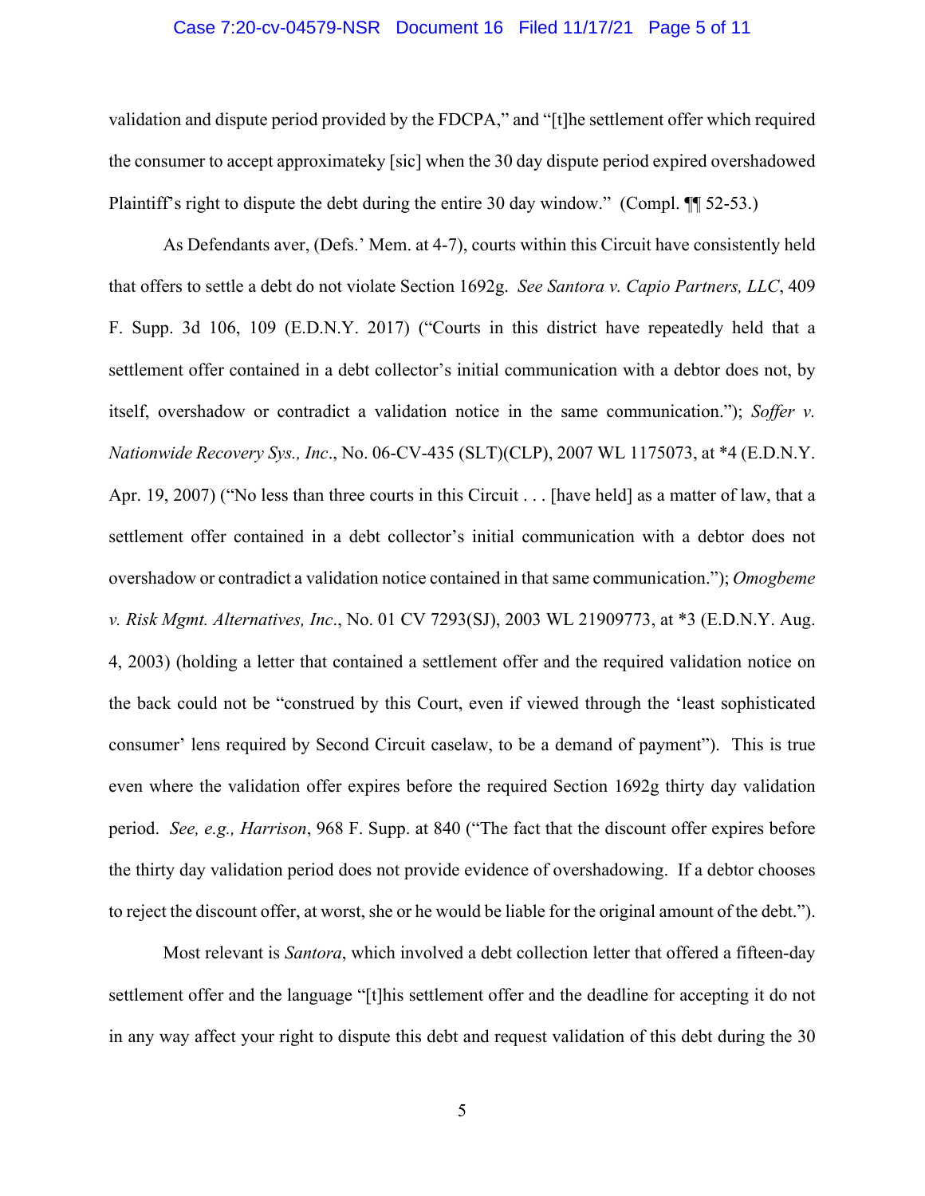validation and dispute period provided by the FDCPA," and "[t]he settlement offer which required the consumer to accept approximateky [sic] when the 30 day dispute period expired overshadowed Plaintiff's right to dispute the debt during the entire 30 day window." (Compl. ¶¶ 52-53.)

As Defendants aver, (Defs.' Mem. at 4-7), courts within this Circuit have consistently held that offers to settle a debt do not violate Section 1692g. *See Santora v. Capio Partners, LLC*, 409 F. Supp. 3d 106, 109 (E.D.N.Y. 2017) ("Courts in this district have repeatedly held that a settlement offer contained in a debt collector's initial communication with a debtor does not, by itself, overshadow or contradict a validation notice in the same communication."); *Soffer v. Nationwide Recovery Sys., Inc*., No. 06-CV-435 (SLT)(CLP), 2007 WL 1175073, at *4 (E.D.N.Y. Apr. 19, 2007) ("No less than three courts in this Circuit . . . [have held] as a matter of law, that a settlement offer contained in a debt collector's initial communication with a debtor does not overshadow or contradict a validation notice contained in that same communication."); *Omogbeme v. Risk Mgmt. Alternatives, Inc*., No. 01 CV 7293(SJ), 2003 WL 21909773, at *3 (E.D.N.Y. Aug. 4, 2003) (holding a letter that contained a settlement offer and the required validation notice on the back could not be "construed by this Court, even if viewed through the 'least sophisticated consumer' lens required by Second Circuit caselaw, to be a demand of payment"). This is true even where the validation offer expires before the required Section 1692g thirty day validation period. *See, e.g., Harrison*, 968 F. Supp. at 840 ("The fact that the discount offer expires before the thirty day validation period does not provide evidence of overshadowing. If a debtor chooses to reject the discount offer, at worst, she or he would be liable for the original amount of the debt.").

Most relevant is *Santora*, which involved a debt collection letter that offered a fifteen-day settlement offer and the language "[t]his settlement offer and the deadline for accepting it do not in any way affect your right to dispute this debt and request validation of this debt during the 30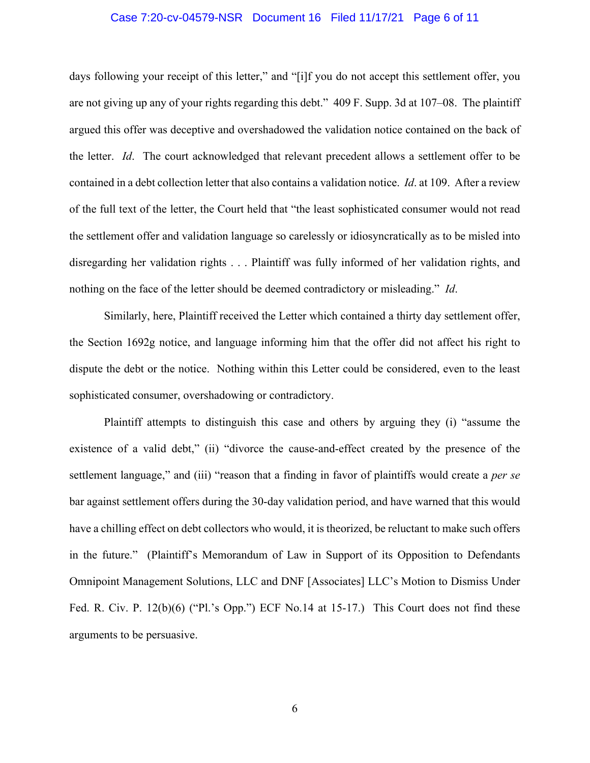days following your receipt of this letter," and "[i]f you do not accept this settlement offer, you are not giving up any of your rights regarding this debt." 409 F. Supp. 3d at 107–08. The plaintiff argued this offer was deceptive and overshadowed the validation notice contained on the back of the letter. *Id*. The court acknowledged that relevant precedent allows a settlement offer to be contained in a debt collection letter that also contains a validation notice. *Id*. at 109. After a review of the full text of the letter, the Court held that "the least sophisticated consumer would not read the settlement offer and validation language so carelessly or idiosyncratically as to be misled into disregarding her validation rights . . . Plaintiff was fully informed of her validation rights, and nothing on the face of the letter should be deemed contradictory or misleading." *Id*.

Similarly, here, Plaintiff received the Letter which contained a thirty day settlement offer, the Section 1692g notice, and language informing him that the offer did not affect his right to dispute the debt or the notice. Nothing within this Letter could be considered, even to the least sophisticated consumer, overshadowing or contradictory.

Plaintiff attempts to distinguish this case and others by arguing they (i) "assume the existence of a valid debt," (ii) "divorce the cause-and-effect created by the presence of the settlement language," and (iii) "reason that a finding in favor of plaintiffs would create a *per se* bar against settlement offers during the 30-day validation period, and have warned that this would have a chilling effect on debt collectors who would, it is theorized, be reluctant to make such offers in the future." (Plaintiff's Memorandum of Law in Support of its Opposition to Defendants Omnipoint Management Solutions, LLC and DNF [Associates] LLC's Motion to Dismiss Under Fed. R. Civ. P. 12(b)(6) ("Pl.'s Opp.") ECF No.14 at 15-17.) This Court does not find these arguments to be persuasive.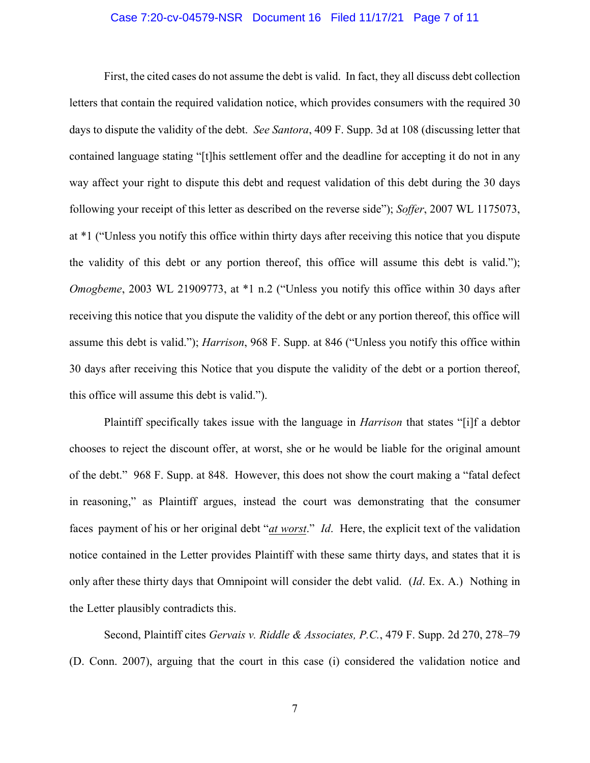First, the cited cases do not assume the debt is valid. In fact, they all discuss debt collection letters that contain the required validation notice, which provides consumers with the required 30 days to dispute the validity of the debt. *See Santora*, 409 F. Supp. 3d at 108 (discussing letter that contained language stating "[t]his settlement offer and the deadline for accepting it do not in any way affect your right to dispute this debt and request validation of this debt during the 30 days following your receipt of this letter as described on the reverse side"); *Soffer*, 2007 WL 1175073, at *1 ("Unless you notify this office within thirty days after receiving this notice that you dispute the validity of this debt or any portion thereof, this office will assume this debt is valid."); *Omogbeme*, 2003 WL 21909773, at *1 n.2 ("Unless you notify this office within 30 days after receiving this notice that you dispute the validity of the debt or any portion thereof, this office will assume this debt is valid."); *Harrison*, 968 F. Supp. at 846 ("Unless you notify this office within 30 days after receiving this Notice that you dispute the validity of the debt or a portion thereof, this office will assume this debt is valid.").

Plaintiff specifically takes issue with the language in *Harrison* that states "[i]f a debtor chooses to reject the discount offer, at worst, she or he would be liable for the original amount of the debt." 968 F. Supp. at 848. However, this does not show the court making a "fatal defect in reasoning," as Plaintiff argues, instead the court was demonstrating that the consumer faces payment of his or her original debt "***at worst***." *Id*. Here, the explicit text of the validation notice contained in the Letter provides Plaintiff with these same thirty days, and states that it is only after these thirty days that Omnipoint will consider the debt valid. (*Id*. Ex. A.) Nothing in the Letter plausibly contradicts this.

Second, Plaintiff cites *Gervais v. Riddle & Associates, P.C.*, 479 F. Supp. 2d 270, 278–79 (D. Conn. 2007), arguing that the court in this case (i) considered the validation notice and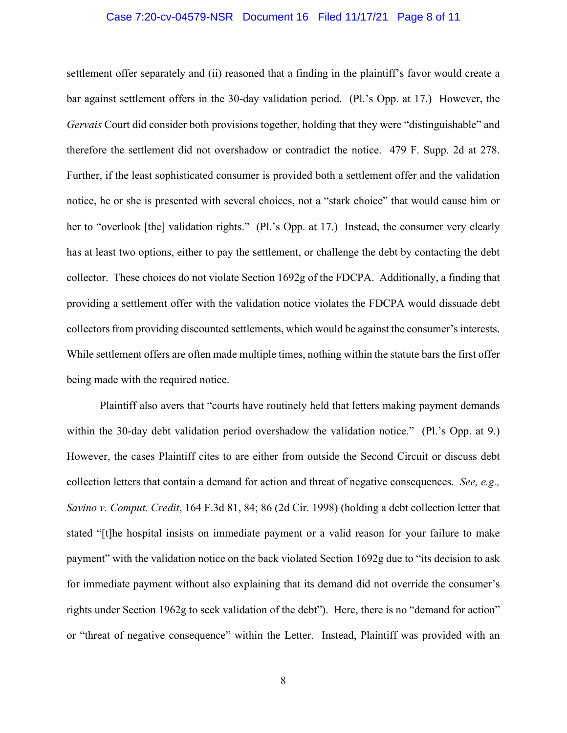settlement offer separately and (ii) reasoned that a finding in the plaintiff's favor would create a bar against settlement offers in the 30-day validation period. (Pl.'s Opp. at 17.) However, the *Gervais* Court did consider both provisions together, holding that they were "distinguishable" and therefore the settlement did not overshadow or contradict the notice. 479 F. Supp. 2d at 278. Further, if the least sophisticated consumer is provided both a settlement offer and the validation notice, he or she is presented with several choices, not a "stark choice" that would cause him or her to "overlook [the] validation rights." (Pl.'s Opp. at 17.) Instead, the consumer very clearly has at least two options, either to pay the settlement, or challenge the debt by contacting the debt collector. These choices do not violate Section 1692g of the FDCPA. Additionally, a finding that providing a settlement offer with the validation notice violates the FDCPA would dissuade debt collectors from providing discounted settlements, which would be against the consumer's interests. While settlement offers are often made multiple times, nothing within the statute bars the first offer being made with the required notice.

Plaintiff also avers that "courts have routinely held that letters making payment demands within the 30-day debt validation period overshadow the validation notice." (Pl.'s Opp. at 9.) However, the cases Plaintiff cites to are either from outside the Second Circuit or discuss debt collection letters that contain a demand for action and threat of negative consequences. *See, e.g., Savino v. Comput. Credit*, 164 F.3d 81, 84; 86 (2d Cir. 1998) (holding a debt collection letter that stated "[t]he hospital insists on immediate payment or a valid reason for your failure to make payment" with the validation notice on the back violated Section 1692g due to "its decision to ask for immediate payment without also explaining that its demand did not override the consumer's rights under Section 1962g to seek validation of the debt"). Here, there is no "demand for action" or "threat of negative consequence" within the Letter. Instead, Plaintiff was provided with an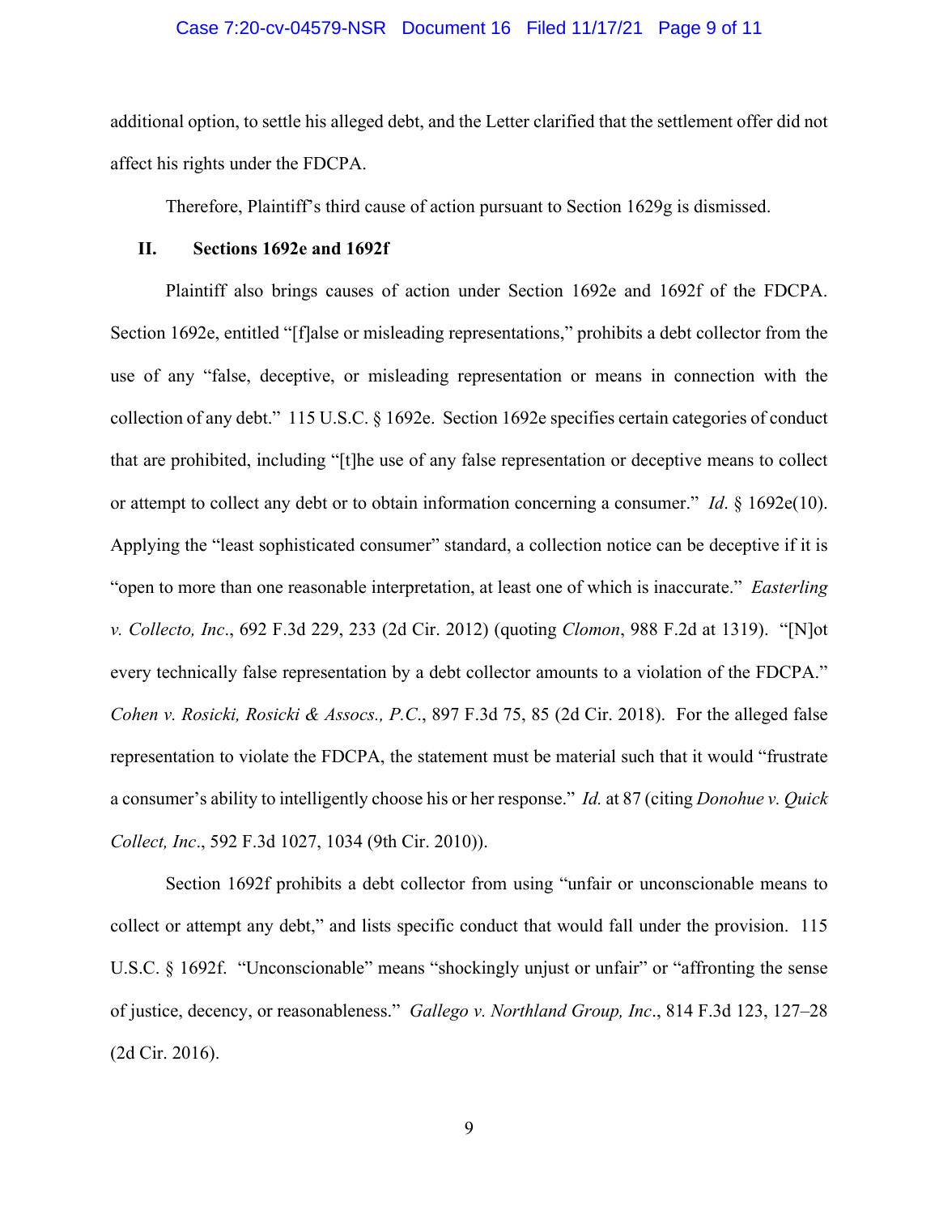additional option, to settle his alleged debt, and the Letter clarified that the settlement offer did not affect his rights under the FDCPA.

Therefore, Plaintiff's third cause of action pursuant to Section 1629g is dismissed.

## II. Sections 1692e and 1692f

Plaintiff also brings causes of action under Section 1692e and 1692f of the FDCPA. Section 1692e, entitled "[f]alse or misleading representations," prohibits a debt collector from the use of any "false, deceptive, or misleading representation or means in connection with the collection of any debt." 115 U.S.C. § 1692e. Section 1692e specifies certain categories of conduct that are prohibited, including "[t]he use of any false representation or deceptive means to collect or attempt to collect any debt or to obtain information concerning a consumer." *Id*. § 1692e(10). Applying the "least sophisticated consumer" standard, a collection notice can be deceptive if it is "open to more than one reasonable interpretation, at least one of which is inaccurate." *Easterling v. Collecto, Inc*., 692 F.3d 229, 233 (2d Cir. 2012) (quoting *Clomon*, 988 F.2d at 1319). "[N]ot every technically false representation by a debt collector amounts to a violation of the FDCPA." *Cohen v. Rosicki, Rosicki & Assocs., P.C*., 897 F.3d 75, 85 (2d Cir. 2018). For the alleged false representation to violate the FDCPA, the statement must be material such that it would "frustrate a consumer's ability to intelligently choose his or her response." *Id.* at 87 (citing *Donohue v. Quick Collect, Inc*., 592 F.3d 1027, 1034 (9th Cir. 2010)).

Section 1692f prohibits a debt collector from using "unfair or unconscionable means to collect or attempt any debt," and lists specific conduct that would fall under the provision. 115 U.S.C. § 1692f. "Unconscionable" means "shockingly unjust or unfair" or "affronting the sense of justice, decency, or reasonableness." *Gallego v. Northland Group, Inc*., 814 F.3d 123, 127–28 (2d Cir. 2016).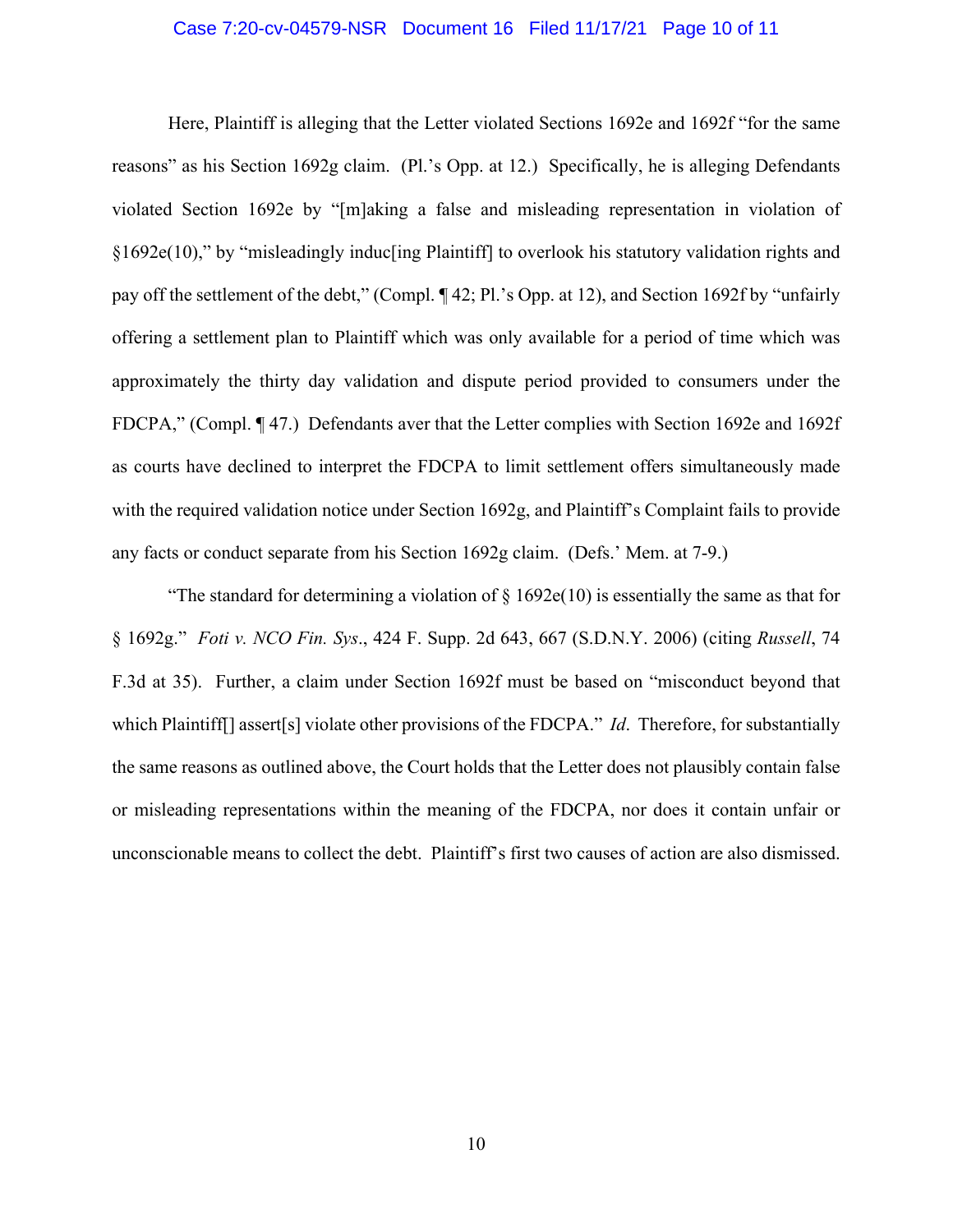Here, Plaintiff is alleging that the Letter violated Sections 1692e and 1692f "for the same reasons" as his Section 1692g claim. (Pl.'s Opp. at 12.) Specifically, he is alleging Defendants violated Section 1692e by "[m]aking a false and misleading representation in violation of §1692e(10)," by "misleadingly induc[ing Plaintiff] to overlook his statutory validation rights and pay off the settlement of the debt," (Compl. ¶ 42; Pl.'s Opp. at 12), and Section 1692f by "unfairly offering a settlement plan to Plaintiff which was only available for a period of time which was approximately the thirty day validation and dispute period provided to consumers under the FDCPA," (Compl. ¶ 47.) Defendants aver that the Letter complies with Section 1692e and 1692f as courts have declined to interpret the FDCPA to limit settlement offers simultaneously made with the required validation notice under Section 1692g, and Plaintiff's Complaint fails to provide any facts or conduct separate from his Section 1692g claim. (Defs.' Mem. at 7-9.)

"The standard for determining a violation of § 1692e(10) is essentially the same as that for § 1692g." *Foti v. NCO Fin. Sys*., 424 F. Supp. 2d 643, 667 (S.D.N.Y. 2006) (citing *Russell*, 74 F.3d at 35). Further, a claim under Section 1692f must be based on "misconduct beyond that which Plaintiff[] assert[s] violate other provisions of the FDCPA." *Id*. Therefore, for substantially the same reasons as outlined above, the Court holds that the Letter does not plausibly contain false or misleading representations within the meaning of the FDCPA, nor does it contain unfair or unconscionable means to collect the debt. Plaintiff's first two causes of action are also dismissed.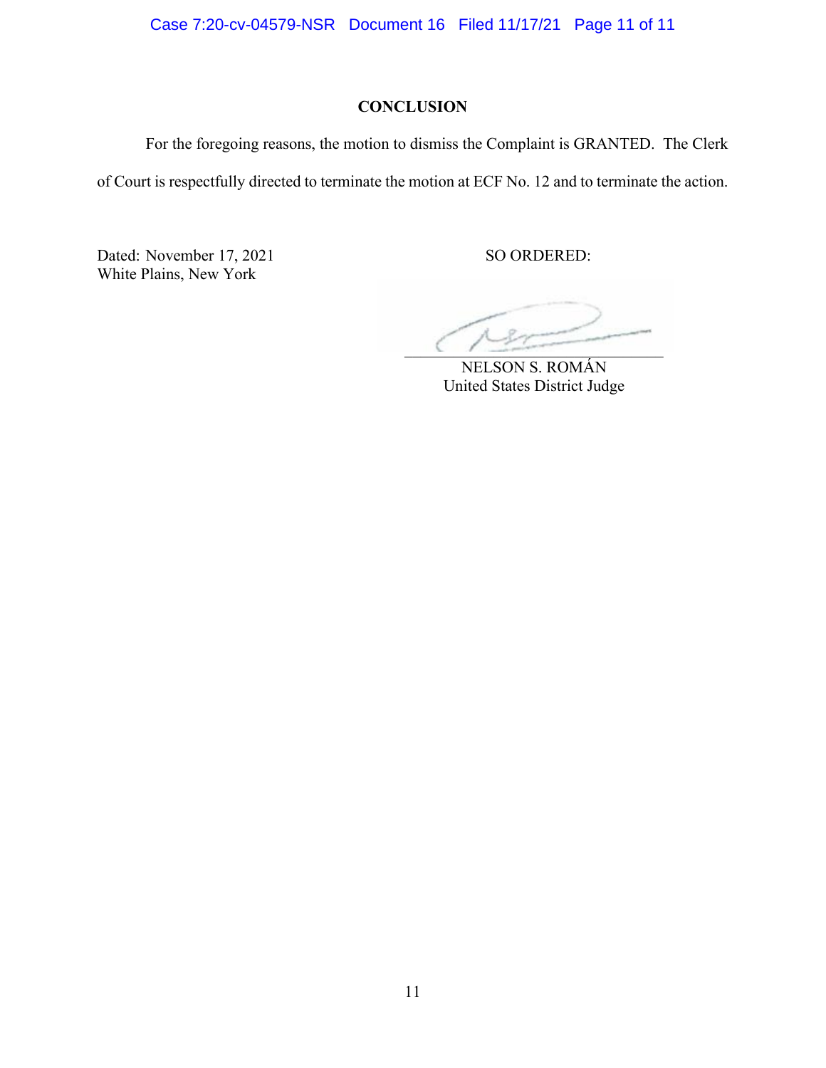## CONCLUSION

For the foregoing reasons, the motion to dismiss the Complaint is GRANTED. The Clerk of Court is respectfully directed to terminate the motion at ECF No. 12 and to terminate the action.

Dated: November 17, 2021
White Plains, New York

SO ORDERED:

NELSON S. ROMÁN
United States District Judge